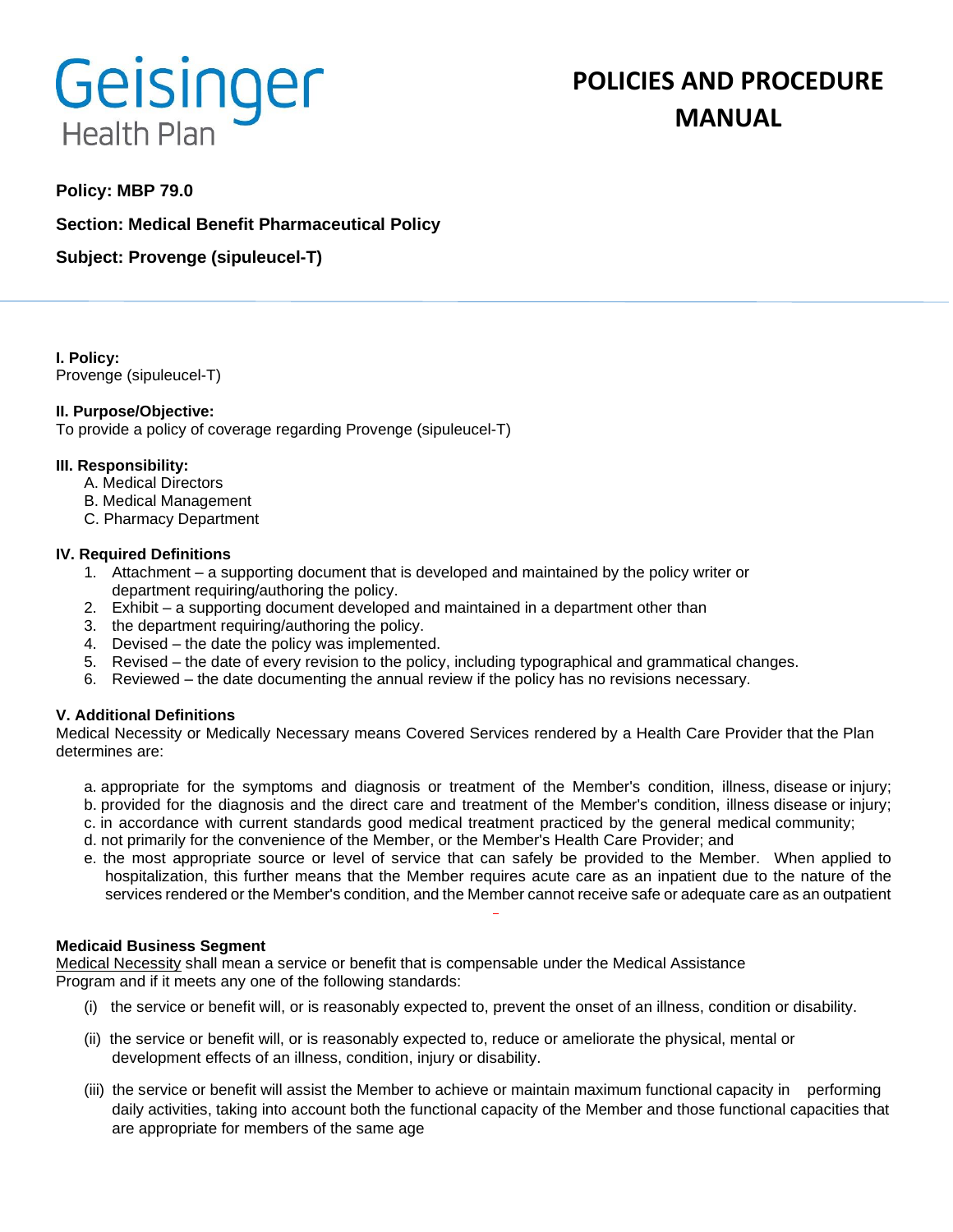Geisinger Health Plan

# POLICIES AND PROCEDURE MANUAL

**Policy: MBP 79.0**

**Section: Medical Benefit Pharmaceutical Policy**

**Subject: Provenge (sipuleucel-T)**

**I. Policy:**
Provenge (sipuleucel-T)

**II. Purpose/Objective:**
To provide a policy of coverage regarding Provenge (sipuleucel-T)

**III. Responsibility:**

A. Medical Directors
B. Medical Management
C. Pharmacy Department

**IV. Required Definitions**

1. Attachment – a supporting document that is developed and maintained by the policy writer or department requiring/authoring the policy.
2. Exhibit – a supporting document developed and maintained in a department other than
3. the department requiring/authoring the policy.
4. Devised – the date the policy was implemented.
5. Revised – the date of every revision to the policy, including typographical and grammatical changes.
6. Reviewed – the date documenting the annual review if the policy has no revisions necessary.

**V. Additional Definitions**
Medical Necessity or Medically Necessary means Covered Services rendered by a Health Care Provider that the Plan determines are:

a. appropriate for the symptoms and diagnosis or treatment of the Member's condition, illness, disease or injury;
b. provided for the diagnosis and the direct care and treatment of the Member's condition, illness disease or injury;
c. in accordance with current standards good medical treatment practiced by the general medical community;
d. not primarily for the convenience of the Member, or the Member's Health Care Provider; and
e. the most appropriate source or level of service that can safely be provided to the Member. When applied to hospitalization, this further means that the Member requires acute care as an inpatient due to the nature of the services rendered or the Member's condition, and the Member cannot receive safe or adequate care as an outpatient

**Medicaid Business Segment**
Medical Necessity shall mean a service or benefit that is compensable under the Medical Assistance Program and if it meets any one of the following standards:

(i) the service or benefit will, or is reasonably expected to, prevent the onset of an illness, condition or disability.

(ii) the service or benefit will, or is reasonably expected to, reduce or ameliorate the physical, mental or development effects of an illness, condition, injury or disability.

(iii) the service or benefit will assist the Member to achieve or maintain maximum functional capacity in performing daily activities, taking into account both the functional capacity of the Member and those functional capacities that are appropriate for members of the same age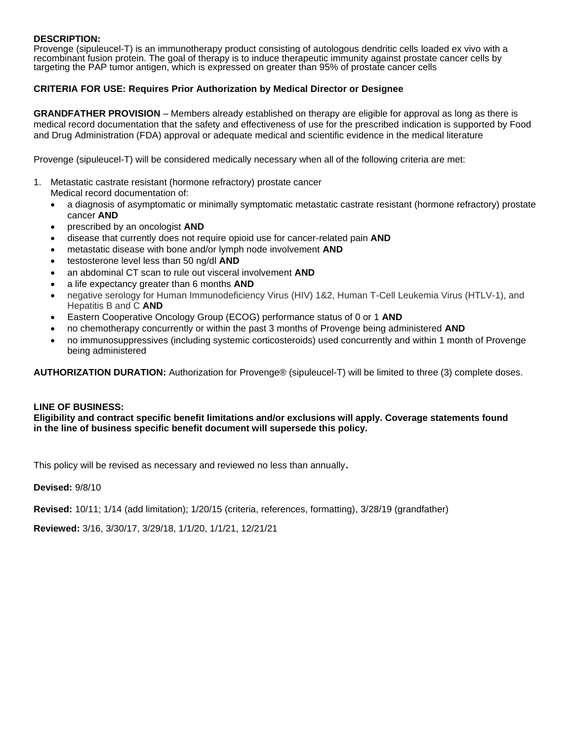**DESCRIPTION:**
Provenge (sipuleucel-T) is an immunotherapy product consisting of autologous dendritic cells loaded ex vivo with a recombinant fusion protein. The goal of therapy is to induce therapeutic immunity against prostate cancer cells by targeting the PAP tumor antigen, which is expressed on greater than 95% of prostate cancer cells

**CRITERIA FOR USE: Requires Prior Authorization by Medical Director or Designee**

**GRANDFATHER PROVISION** – Members already established on therapy are eligible for approval as long as there is medical record documentation that the safety and effectiveness of use for the prescribed indication is supported by Food and Drug Administration (FDA) approval or adequate medical and scientific evidence in the medical literature

Provenge (sipuleucel-T) will be considered medically necessary when all of the following criteria are met:

1. Metastatic castrate resistant (hormone refractory) prostate cancer
   Medical record documentation of:
   - a diagnosis of asymptomatic or minimally symptomatic metastatic castrate resistant (hormone refractory) prostate cancer **AND**
   - prescribed by an oncologist **AND**
   - disease that currently does not require opioid use for cancer-related pain **AND**
   - metastatic disease with bone and/or lymph node involvement **AND**
   - testosterone level less than 50 ng/dl **AND**
   - an abdominal CT scan to rule out visceral involvement **AND**
   - a life expectancy greater than 6 months **AND**
   - negative serology for Human Immunodeficiency Virus (HIV) 1&2, Human T-Cell Leukemia Virus (HTLV-1), and Hepatitis B and C **AND**
   - Eastern Cooperative Oncology Group (ECOG) performance status of 0 or 1 **AND**
   - no chemotherapy concurrently or within the past 3 months of Provenge being administered **AND**
   - no immunosuppressives (including systemic corticosteroids) used concurrently and within 1 month of Provenge being administered

**AUTHORIZATION DURATION:** Authorization for Provenge® (sipuleucel-T) will be limited to three (3) complete doses.

**LINE OF BUSINESS:**
**Eligibility and contract specific benefit limitations and/or exclusions will apply. Coverage statements found in the line of business specific benefit document will supersede this policy.**

This policy will be revised as necessary and reviewed no less than annually.

**Devised:** 9/8/10

**Revised:** 10/11; 1/14 (add limitation); 1/20/15 (criteria, references, formatting), 3/28/19 (grandfather)

**Reviewed:** 3/16, 3/30/17, 3/29/18, 1/1/20, 1/1/21, 12/21/21